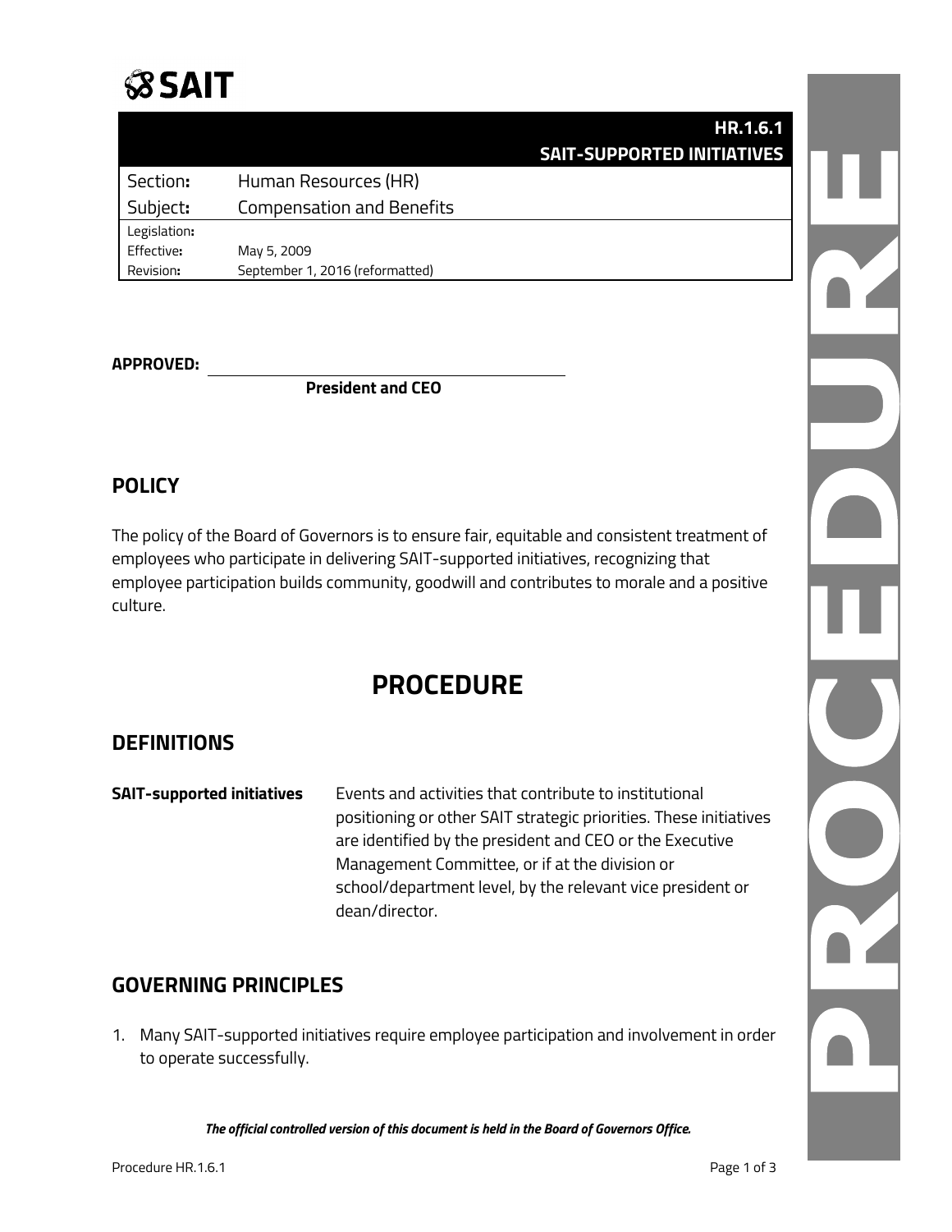# SAIT

**HR.1.6.1**
**SAIT-SUPPORTED INITIATIVES**

| | |
|---|---|
| Section**:** | Human Resources (HR) |
| Subject**:** | Compensation and Benefits |
| Legislation**:** | |
| Effective**:** | May 5, 2009 |
| Revision**:** | September 1, 2016 (reformatted) |

**APPROVED:** ______________________________

**President and CEO**

## POLICY

The policy of the Board of Governors is to ensure fair, equitable and consistent treatment of employees who participate in delivering SAIT-supported initiatives, recognizing that employee participation builds community, goodwill and contributes to morale and a positive culture.

# PROCEDURE

## DEFINITIONS

| | |
|---|---|
| **SAIT-supported initiatives** | Events and activities that contribute to institutional positioning or other SAIT strategic priorities. These initiatives are identified by the president and CEO or the Executive Management Committee, or if at the division or school/department level, by the relevant vice president or dean/director. |

## GOVERNING PRINCIPLES

1. Many SAIT-supported initiatives require employee participation and involvement in order to operate successfully.

***The official controlled version of this document is held in the Board of Governors Office.***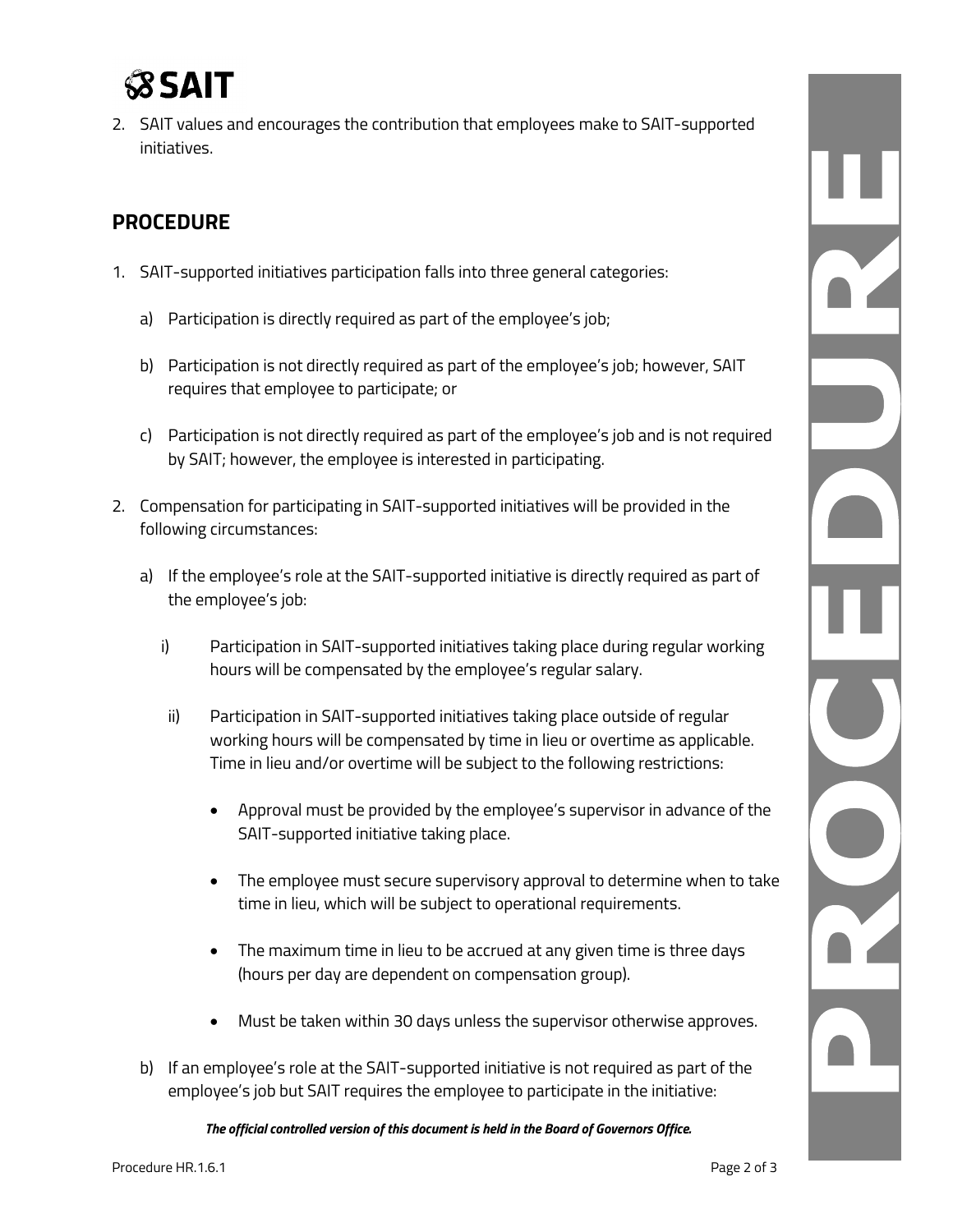2. SAIT values and encourages the contribution that employees make to SAIT-supported initiatives.

## PROCEDURE

1. SAIT-supported initiatives participation falls into three general categories:

   a) Participation is directly required as part of the employee's job;

   b) Participation is not directly required as part of the employee's job; however, SAIT requires that employee to participate; or

   c) Participation is not directly required as part of the employee's job and is not required by SAIT; however, the employee is interested in participating.

2. Compensation for participating in SAIT-supported initiatives will be provided in the following circumstances:

   a) If the employee's role at the SAIT-supported initiative is directly required as part of the employee's job:

      i) Participation in SAIT-supported initiatives taking place during regular working hours will be compensated by the employee's regular salary.

      ii) Participation in SAIT-supported initiatives taking place outside of regular working hours will be compensated by time in lieu or overtime as applicable. Time in lieu and/or overtime will be subject to the following restrictions:

         - Approval must be provided by the employee's supervisor in advance of the SAIT-supported initiative taking place.
         - The employee must secure supervisory approval to determine when to take time in lieu, which will be subject to operational requirements.
         - The maximum time in lieu to be accrued at any given time is three days (hours per day are dependent on compensation group).
         - Must be taken within 30 days unless the supervisor otherwise approves.

   b) If an employee's role at the SAIT-supported initiative is not required as part of the employee's job but SAIT requires the employee to participate in the initiative:

*The official controlled version of this document is held in the Board of Governors Office.*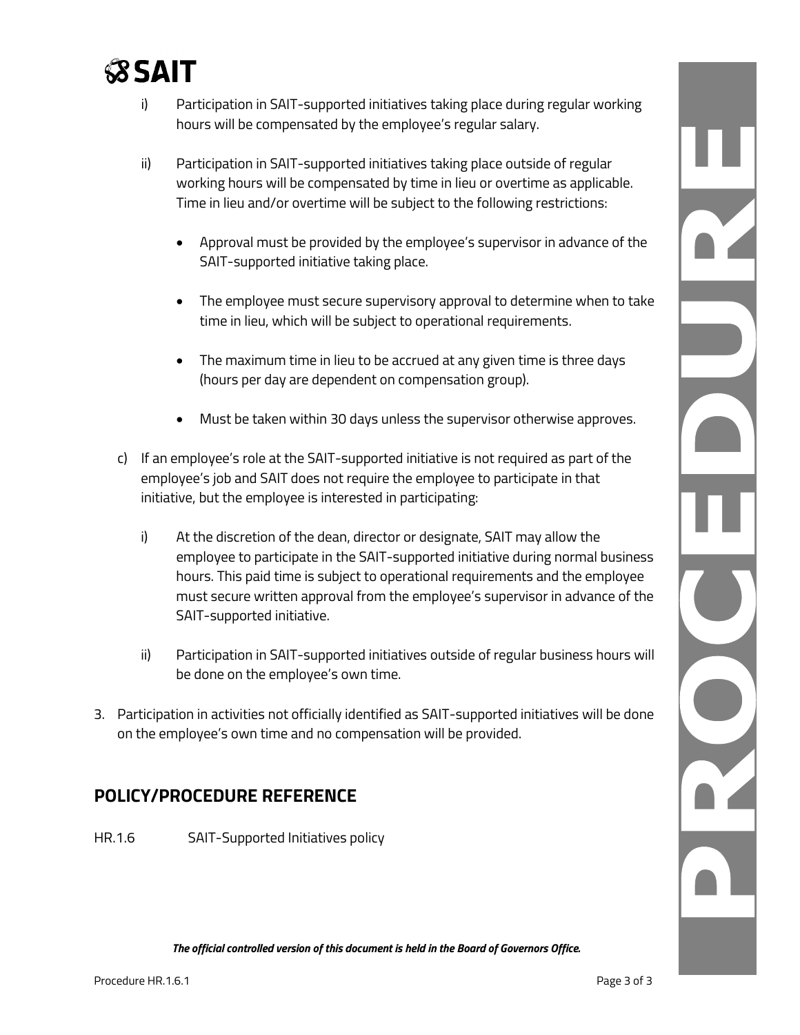i) Participation in SAIT-supported initiatives taking place during regular working hours will be compensated by the employee's regular salary.

ii) Participation in SAIT-supported initiatives taking place outside of regular working hours will be compensated by time in lieu or overtime as applicable. Time in lieu and/or overtime will be subject to the following restrictions:

- Approval must be provided by the employee's supervisor in advance of the SAIT-supported initiative taking place.
- The employee must secure supervisory approval to determine when to take time in lieu, which will be subject to operational requirements.
- The maximum time in lieu to be accrued at any given time is three days (hours per day are dependent on compensation group).
- Must be taken within 30 days unless the supervisor otherwise approves.

c) If an employee's role at the SAIT-supported initiative is not required as part of the employee's job and SAIT does not require the employee to participate in that initiative, but the employee is interested in participating:

i) At the discretion of the dean, director or designate, SAIT may allow the employee to participate in the SAIT-supported initiative during normal business hours. This paid time is subject to operational requirements and the employee must secure written approval from the employee's supervisor in advance of the SAIT-supported initiative.

ii) Participation in SAIT-supported initiatives outside of regular business hours will be done on the employee's own time.

3. Participation in activities not officially identified as SAIT-supported initiatives will be done on the employee's own time and no compensation will be provided.

## POLICY/PROCEDURE REFERENCE

HR.1.6 SAIT-Supported Initiatives policy

*The official controlled version of this document is held in the Board of Governors Office.*